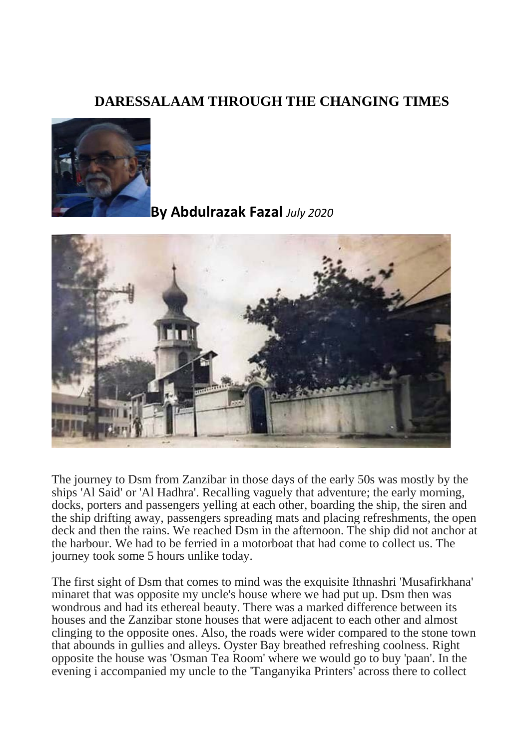# DARESSALAAM THROUGH THE CHANGING TIMES

**By Abdulrazak Fazal** *July 2020*

The journey to Dsm from Zanzibar in those days of the early 50s was mostly by the ships 'Al Said' or 'Al Hadhra'. Recalling vaguely that adventure; the early morning, docks, porters and passengers yelling at each other, boarding the ship, the siren and the ship drifting away, passengers spreading mats and placing refreshments, the open deck and then the rains. We reached Dsm in the afternoon. The ship did not anchor at the harbour. We had to be ferried in a motorboat that had come to collect us. The journey took some 5 hours unlike today.

The first sight of Dsm that comes to mind was the exquisite Ithnashri 'Musafirkhana' minaret that was opposite my uncle's house where we had put up. Dsm then was wondrous and had its ethereal beauty. There was a marked difference between its houses and the Zanzibar stone houses that were adjacent to each other and almost clinging to the opposite ones. Also, the roads were wider compared to the stone town that abounds in gullies and alleys. Oyster Bay breathed refreshing coolness. Right opposite the house was 'Osman Tea Room' where we would go to buy 'paan'. In the evening i accompanied my uncle to the 'Tanganyika Printers' across there to collect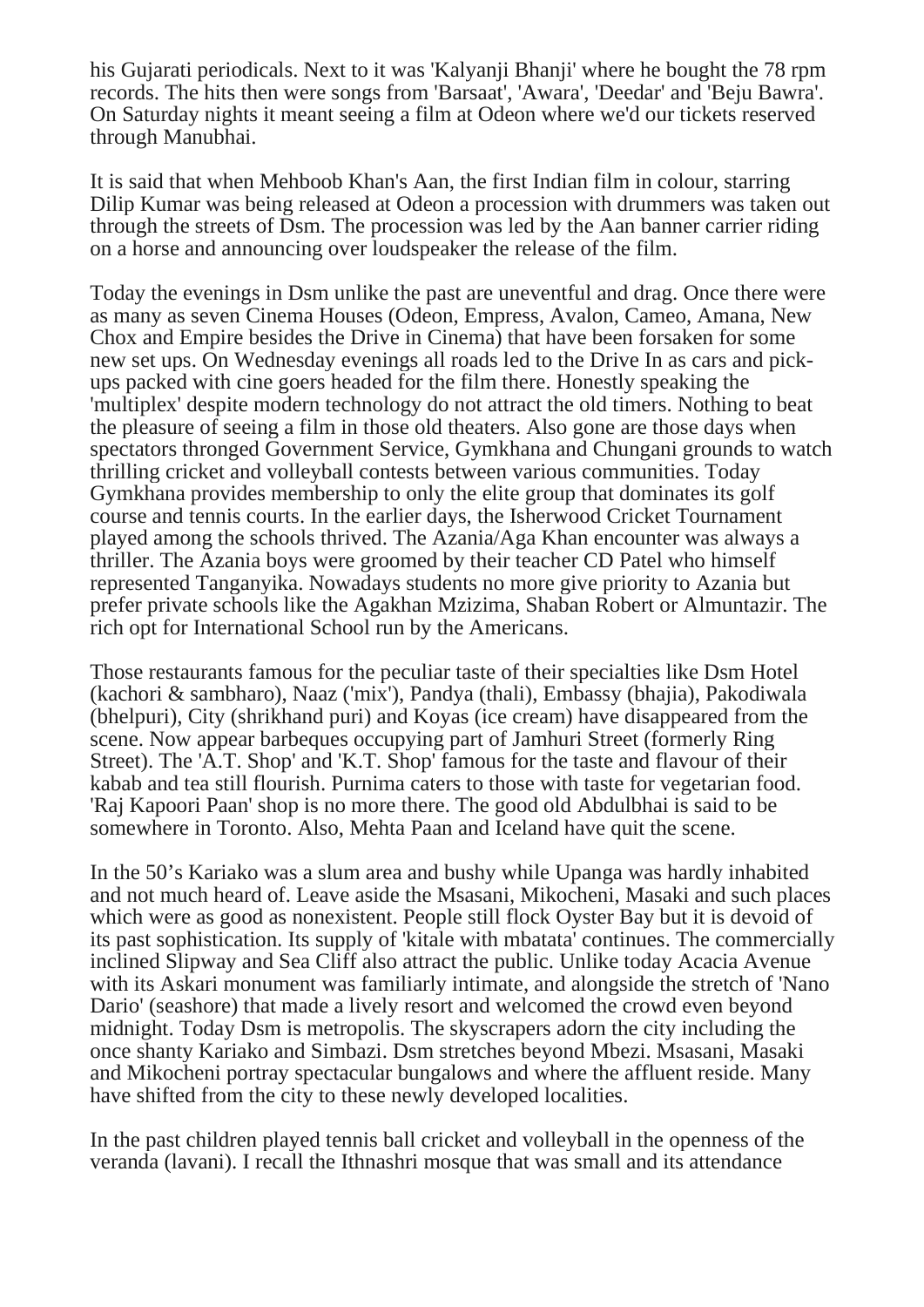his Gujarati periodicals. Next to it was 'Kalyanji Bhanji' where he bought the 78 rpm records. The hits then were songs from 'Barsaat', 'Awara', 'Deedar' and 'Beju Bawra'. On Saturday nights it meant seeing a film at Odeon where we'd our tickets reserved through Manubhai.

It is said that when Mehboob Khan's Aan, the first Indian film in colour, starring Dilip Kumar was being released at Odeon a procession with drummers was taken out through the streets of Dsm. The procession was led by the Aan banner carrier riding on a horse and announcing over loudspeaker the release of the film.

Today the evenings in Dsm unlike the past are uneventful and drag. Once there were as many as seven Cinema Houses (Odeon, Empress, Avalon, Cameo, Amana, New Chox and Empire besides the Drive in Cinema) that have been forsaken for some new set ups. On Wednesday evenings all roads led to the Drive In as cars and pick-ups packed with cine goers headed for the film there. Honestly speaking the 'multiplex' despite modern technology do not attract the old timers. Nothing to beat the pleasure of seeing a film in those old theaters. Also gone are those days when spectators thronged Government Service, Gymkhana and Chungani grounds to watch thrilling cricket and volleyball contests between various communities. Today Gymkhana provides membership to only the elite group that dominates its golf course and tennis courts. In the earlier days, the Isherwood Cricket Tournament played among the schools thrived. The Azania/Aga Khan encounter was always a thriller. The Azania boys were groomed by their teacher CD Patel who himself represented Tanganyika. Nowadays students no more give priority to Azania but prefer private schools like the Agakhan Mzizima, Shaban Robert or Almuntazir. The rich opt for International School run by the Americans.

Those restaurants famous for the peculiar taste of their specialties like Dsm Hotel (kachori & sambharo), Naaz ('mix'), Pandya (thali), Embassy (bhajia), Pakodiwala (bhelpuri), City (shrikhand puri) and Koyas (ice cream) have disappeared from the scene. Now appear barbeques occupying part of Jamhuri Street (formerly Ring Street). The 'A.T. Shop' and 'K.T. Shop' famous for the taste and flavour of their kabab and tea still flourish. Purnima caters to those with taste for vegetarian food. 'Raj Kapoori Paan' shop is no more there. The good old Abdulbhai is said to be somewhere in Toronto. Also, Mehta Paan and Iceland have quit the scene.

In the 50's Kariako was a slum area and bushy while Upanga was hardly inhabited and not much heard of. Leave aside the Msasani, Mikocheni, Masaki and such places which were as good as nonexistent. People still flock Oyster Bay but it is devoid of its past sophistication. Its supply of 'kitale with mbatata' continues. The commercially inclined Slipway and Sea Cliff also attract the public. Unlike today Acacia Avenue with its Askari monument was familiarly intimate, and alongside the stretch of 'Nano Dario' (seashore) that made a lively resort and welcomed the crowd even beyond midnight. Today Dsm is metropolis. The skyscrapers adorn the city including the once shanty Kariako and Simbazi. Dsm stretches beyond Mbezi. Msasani, Masaki and Mikocheni portray spectacular bungalows and where the affluent reside. Many have shifted from the city to these newly developed localities.

In the past children played tennis ball cricket and volleyball in the openness of the veranda (lavani). I recall the Ithnashri mosque that was small and its attendance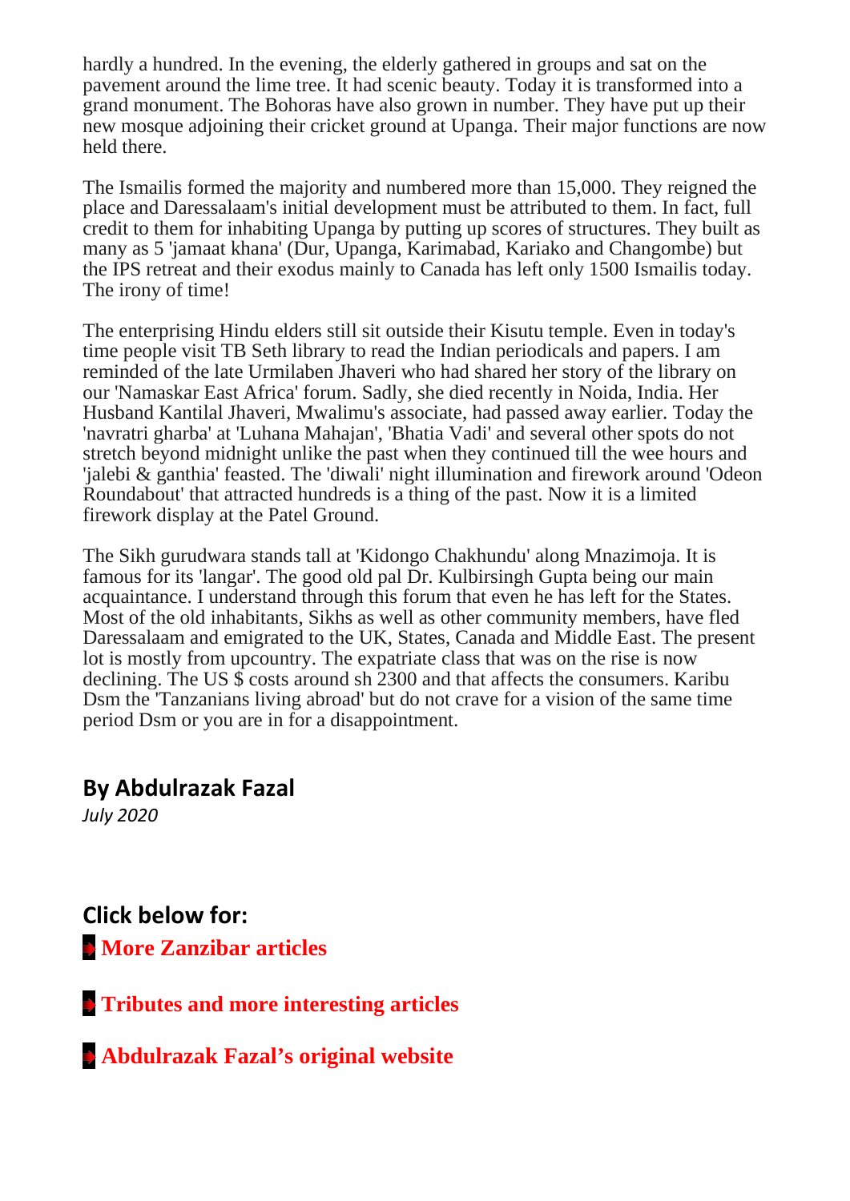hardly a hundred. In the evening, the elderly gathered in groups and sat on the pavement around the lime tree. It had scenic beauty. Today it is transformed into a grand monument. The Bohoras have also grown in number. They have put up their new mosque adjoining their cricket ground at Upanga. Their major functions are now held there.

The Ismailis formed the majority and numbered more than 15,000. They reigned the place and Daressalaam's initial development must be attributed to them. In fact, full credit to them for inhabiting Upanga by putting up scores of structures. They built as many as 5 'jamaat khana' (Dur, Upanga, Karimabad, Kariako and Changombe) but the IPS retreat and their exodus mainly to Canada has left only 1500 Ismailis today. The irony of time!

The enterprising Hindu elders still sit outside their Kisutu temple. Even in today's time people visit TB Seth library to read the Indian periodicals and papers. I am reminded of the late Urmilaben Jhaveri who had shared her story of the library on our 'Namaskar East Africa' forum. Sadly, she died recently in Noida, India. Her Husband Kantilal Jhaveri, Mwalimu's associate, had passed away earlier. Today the 'navratri gharba' at 'Luhana Mahajan', 'Bhatia Vadi' and several other spots do not stretch beyond midnight unlike the past when they continued till the wee hours and 'jalebi & ganthia' feasted. The 'diwali' night illumination and firework around 'Odeon Roundabout' that attracted hundreds is a thing of the past. Now it is a limited firework display at the Patel Ground.

The Sikh gurudwara stands tall at 'Kidongo Chakhundu' along Mnazimoja. It is famous for its 'langar'. The good old pal Dr. Kulbirsingh Gupta being our main acquaintance. I understand through this forum that even he has left for the States. Most of the old inhabitants, Sikhs as well as other community members, have fled Daressalaam and emigrated to the UK, States, Canada and Middle East. The present lot is mostly from upcountry. The expatriate class that was on the rise is now declining. The US $ costs around sh 2300 and that affects the consumers. Karibu Dsm the 'Tanzanians living abroad' but do not crave for a vision of the same time period Dsm or you are in for a disappointment.

## By Abdulrazak Fazal

*July 2020*

## Click below for:

- **More Zanzibar articles**
- **Tributes and more interesting articles**
- **Abdulrazak Fazal's original website**